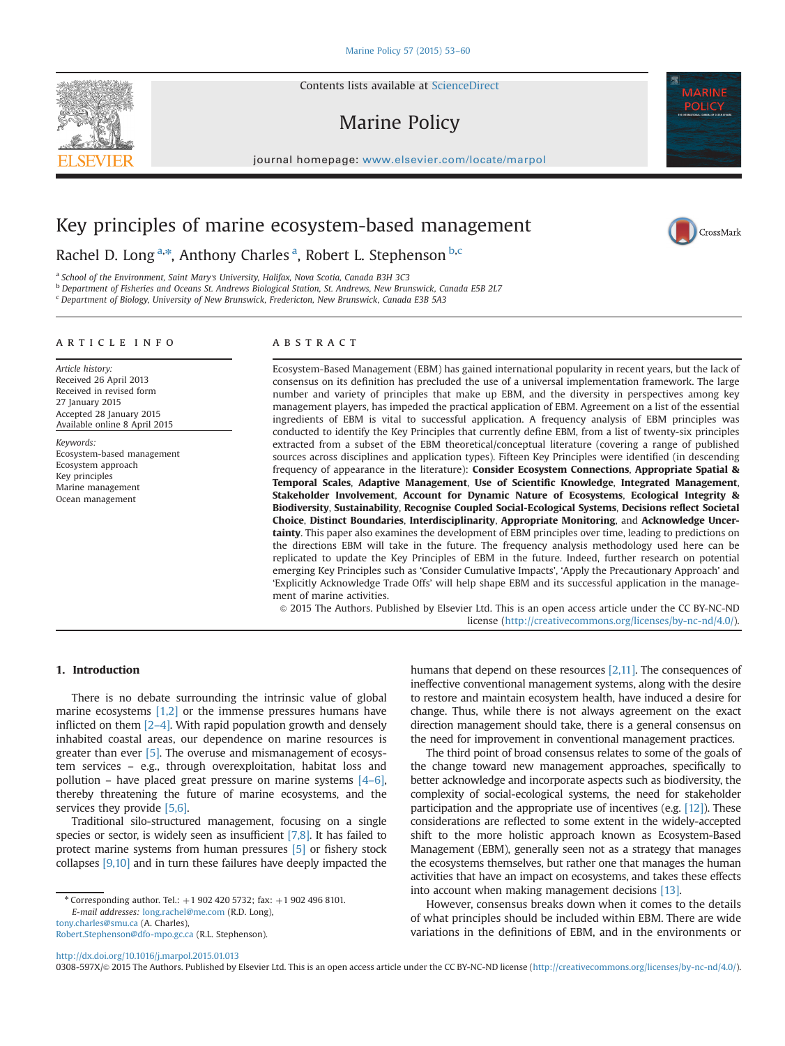# Key principles of marine ecosystem-based management

Rachel D. Long [a,*], Anthony Charles [a], Robert L. Stephenson [b,c]

[a] School of the Environment, Saint Mary's University, Halifax, Nova Scotia, Canada B3H 3C3
[b] Department of Fisheries and Oceans St. Andrews Biological Station, St. Andrews, New Brunswick, Canada E5B 2L7
[c] Department of Biology, University of New Brunswick, Fredericton, New Brunswick, Canada E3B 5A3

## ARTICLE INFO

*Article history:*
Received 26 April 2013
Received in revised form
27 January 2015
Accepted 28 January 2015
Available online 8 April 2015

*Keywords:*
Ecosystem-based management
Ecosystem approach
Key principles
Marine management
Ocean management

## ABSTRACT

Ecosystem-Based Management (EBM) has gained international popularity in recent years, but the lack of consensus on its definition has precluded the use of a universal implementation framework. The large number and variety of principles that make up EBM, and the diversity in perspectives among key management players, has impeded the practical application of EBM. Agreement on a list of the essential ingredients of EBM is vital to successful application. A frequency analysis of EBM principles was conducted to identify the Key Principles that currently define EBM, from a list of twenty-six principles extracted from a subset of the EBM theoretical/conceptual literature (covering a range of published sources across disciplines and application types). Fifteen Key Principles were identified (in descending frequency of appearance in the literature): **Consider Ecosystem Connections**, **Appropriate Spatial & Temporal Scales**, **Adaptive Management**, **Use of Scientific Knowledge**, **Integrated Management**, **Stakeholder Involvement**, **Account for Dynamic Nature of Ecosystems**, **Ecological Integrity & Biodiversity**, **Sustainability**, **Recognise Coupled Social-Ecological Systems**, **Decisions reflect Societal Choice**, **Distinct Boundaries**, **Interdisciplinarity**, **Appropriate Monitoring**, and **Acknowledge Uncertainty**. This paper also examines the development of EBM principles over time, leading to predictions on the directions EBM will take in the future. The frequency analysis methodology used here can be replicated to update the Key Principles of EBM in the future. Indeed, further research on potential emerging Key Principles such as 'Consider Cumulative Impacts', 'Apply the Precautionary Approach' and 'Explicitly Acknowledge Trade Offs' will help shape EBM and its successful application in the management of marine activities.

© 2015 The Authors. Published by Elsevier Ltd. This is an open access article under the CC BY-NC-ND license (http://creativecommons.org/licenses/by-nc-nd/4.0/).

## 1. Introduction

There is no debate surrounding the intrinsic value of global marine ecosystems [1,2] or the immense pressures humans have inflicted on them [2–4]. With rapid population growth and densely inhabited coastal areas, our dependence on marine resources is greater than ever [5]. The overuse and mismanagement of ecosystem services – e.g., through overexploitation, habitat loss and pollution – have placed great pressure on marine systems [4–6], thereby threatening the future of marine ecosystems, and the services they provide [5,6].

Traditional silo-structured management, focusing on a single species or sector, is widely seen as insufficient [7,8]. It has failed to protect marine systems from human pressures [5] or fishery stock collapses [9,10] and in turn these failures have deeply impacted the humans that depend on these resources [2,11]. The consequences of ineffective conventional management systems, along with the desire to restore and maintain ecosystem health, have induced a desire for change. Thus, while there is not always agreement on the exact direction management should take, there is a general consensus on the need for improvement in conventional management practices.

The third point of broad consensus relates to some of the goals of the change toward new management approaches, specifically to better acknowledge and incorporate aspects such as biodiversity, the complexity of social-ecological systems, the need for stakeholder participation and the appropriate use of incentives (e.g. [12]). These considerations are reflected to some extent in the widely-accepted shift to the more holistic approach known as Ecosystem-Based Management (EBM), generally seen not as a strategy that manages the ecosystems themselves, but rather one that manages the human activities that have an impact on ecosystems, and takes these effects into account when making management decisions [13].

However, consensus breaks down when it comes to the details of what principles should be included within EBM. There are wide variations in the definitions of EBM, and in the environments or

* Corresponding author. Tel.: +1 902 420 5732; fax: +1 902 496 8101.
*E-mail addresses:* long.rachel@me.com (R.D. Long), tony.charles@smu.ca (A. Charles), Robert.Stephenson@dfo-mpo.gc.ca (R.L. Stephenson).

http://dx.doi.org/10.1016/j.marpol.2015.01.013
0308-597X/© 2015 The Authors. Published by Elsevier Ltd. This is an open access article under the CC BY-NC-ND license (http://creativecommons.org/licenses/by-nc-nd/4.0/).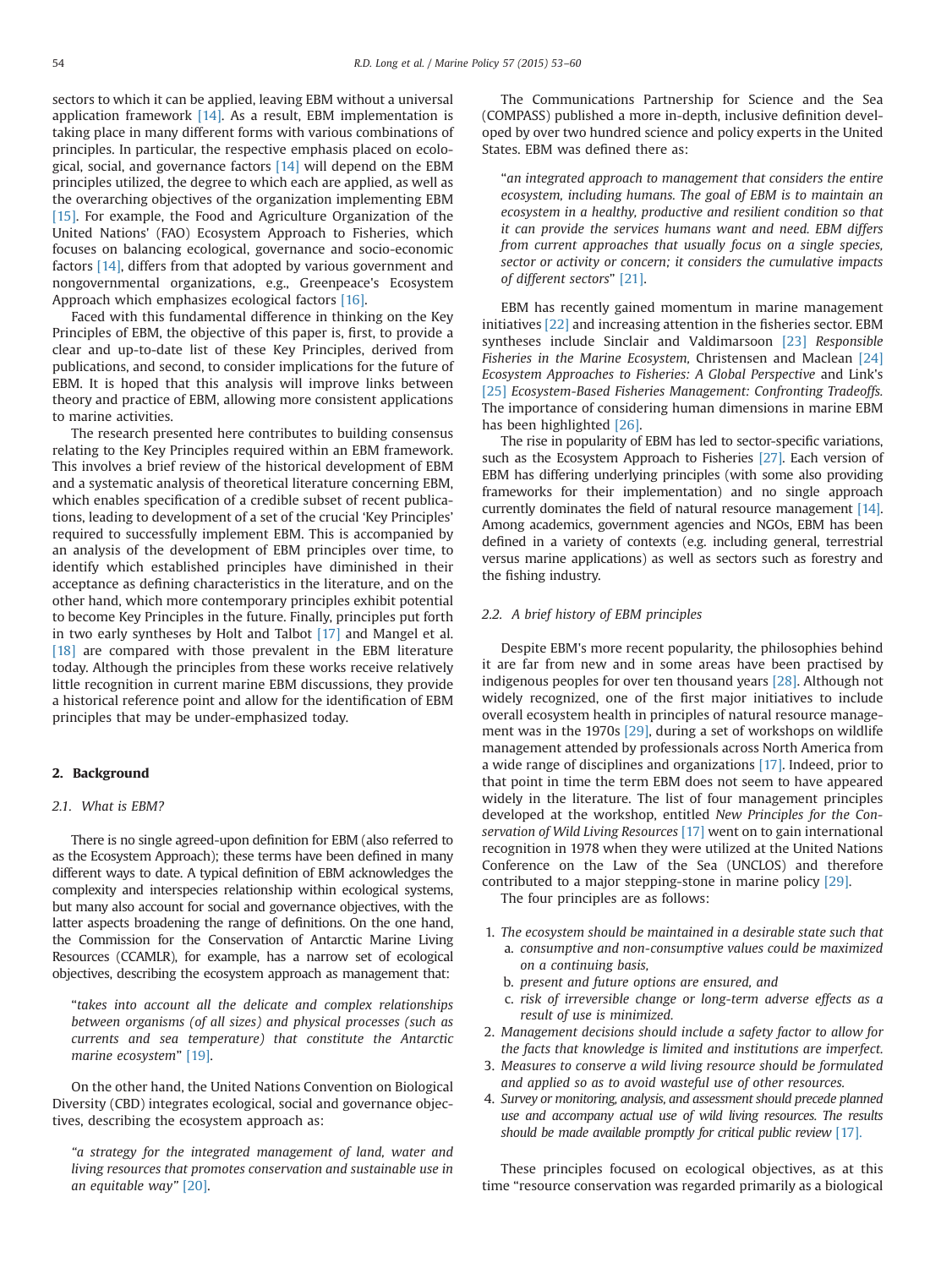sectors to which it can be applied, leaving EBM without a universal application framework [14]. As a result, EBM implementation is taking place in many different forms with various combinations of principles. In particular, the respective emphasis placed on ecological, social, and governance factors [14] will depend on the EBM principles utilized, the degree to which each are applied, as well as the overarching objectives of the organization implementing EBM [15]. For example, the Food and Agriculture Organization of the United Nations' (FAO) Ecosystem Approach to Fisheries, which focuses on balancing ecological, governance and socio-economic factors [14], differs from that adopted by various government and nongovernmental organizations, e.g., Greenpeace's Ecosystem Approach which emphasizes ecological factors [16].

Faced with this fundamental difference in thinking on the Key Principles of EBM, the objective of this paper is, first, to provide a clear and up-to-date list of these Key Principles, derived from publications, and second, to consider implications for the future of EBM. It is hoped that this analysis will improve links between theory and practice of EBM, allowing more consistent applications to marine activities.

The research presented here contributes to building consensus relating to the Key Principles required within an EBM framework. This involves a brief review of the historical development of EBM and a systematic analysis of theoretical literature concerning EBM, which enables specification of a credible subset of recent publications, leading to development of a set of the crucial 'Key Principles' required to successfully implement EBM. This is accompanied by an analysis of the development of EBM principles over time, to identify which established principles have diminished in their acceptance as defining characteristics in the literature, and on the other hand, which more contemporary principles exhibit potential to become Key Principles in the future. Finally, principles put forth in two early syntheses by Holt and Talbot [17] and Mangel et al. [18] are compared with those prevalent in the EBM literature today. Although the principles from these works receive relatively little recognition in current marine EBM discussions, they provide a historical reference point and allow for the identification of EBM principles that may be under-emphasized today.

## 2. Background

### 2.1. What is EBM?

There is no single agreed-upon definition for EBM (also referred to as the Ecosystem Approach); these terms have been defined in many different ways to date. A typical definition of EBM acknowledges the complexity and interspecies relationship within ecological systems, but many also account for social and governance objectives, with the latter aspects broadening the range of definitions. On the one hand, the Commission for the Conservation of Antarctic Marine Living Resources (CCAMLR), for example, has a narrow set of ecological objectives, describing the ecosystem approach as management that:

"*takes into account all the delicate and complex relationships between organisms (of all sizes) and physical processes (such as currents and sea temperature) that constitute the Antarctic marine ecosystem*" [19].

On the other hand, the United Nations Convention on Biological Diversity (CBD) integrates ecological, social and governance objectives, describing the ecosystem approach as:

"*a strategy for the integrated management of land, water and living resources that promotes conservation and sustainable use in an equitable way*" [20].

The Communications Partnership for Science and the Sea (COMPASS) published a more in-depth, inclusive definition developed by over two hundred science and policy experts in the United States. EBM was defined there as:

"*an integrated approach to management that considers the entire ecosystem, including humans. The goal of EBM is to maintain an ecosystem in a healthy, productive and resilient condition so that it can provide the services humans want and need. EBM differs from current approaches that usually focus on a single species, sector or activity or concern; it considers the cumulative impacts of different sectors*" [21].

EBM has recently gained momentum in marine management initiatives [22] and increasing attention in the fisheries sector. EBM syntheses include Sinclair and Valdimarsoon [23] *Responsible Fisheries in the Marine Ecosystem,* Christensen and Maclean [24] *Ecosystem Approaches to Fisheries: A Global Perspective* and Link's [25] *Ecosystem-Based Fisheries Management: Confronting Tradeoffs.* The importance of considering human dimensions in marine EBM has been highlighted [26].

The rise in popularity of EBM has led to sector-specific variations, such as the Ecosystem Approach to Fisheries [27]. Each version of EBM has differing underlying principles (with some also providing frameworks for their implementation) and no single approach currently dominates the field of natural resource management [14]. Among academics, government agencies and NGOs, EBM has been defined in a variety of contexts (e.g. including general, terrestrial versus marine applications) as well as sectors such as forestry and the fishing industry.

### 2.2. A brief history of EBM principles

Despite EBM's more recent popularity, the philosophies behind it are far from new and in some areas have been practised by indigenous peoples for over ten thousand years [28]. Although not widely recognized, one of the first major initiatives to include overall ecosystem health in principles of natural resource management was in the 1970s [29], during a set of workshops on wildlife management attended by professionals across North America from a wide range of disciplines and organizations [17]. Indeed, prior to that point in time the term EBM does not seem to have appeared widely in the literature. The list of four management principles developed at the workshop, entitled *New Principles for the Conservation of Wild Living Resources* [17] went on to gain international recognition in 1978 when they were utilized at the United Nations Conference on the Law of the Sea (UNCLOS) and therefore contributed to a major stepping-stone in marine policy [29].

The four principles are as follows:

1. *The ecosystem should be maintained in a desirable state such that*
   a. *consumptive and non-consumptive values could be maximized on a continuing basis,*
   b. *present and future options are ensured, and*
   c. *risk of irreversible change or long-term adverse effects as a result of use is minimized.*
2. *Management decisions should include a safety factor to allow for the facts that knowledge is limited and institutions are imperfect.*
3. *Measures to conserve a wild living resource should be formulated and applied so as to avoid wasteful use of other resources.*
4. *Survey or monitoring, analysis, and assessment should precede planned use and accompany actual use of wild living resources. The results should be made available promptly for critical public review* [17].

These principles focused on ecological objectives, as at this time "resource conservation was regarded primarily as a biological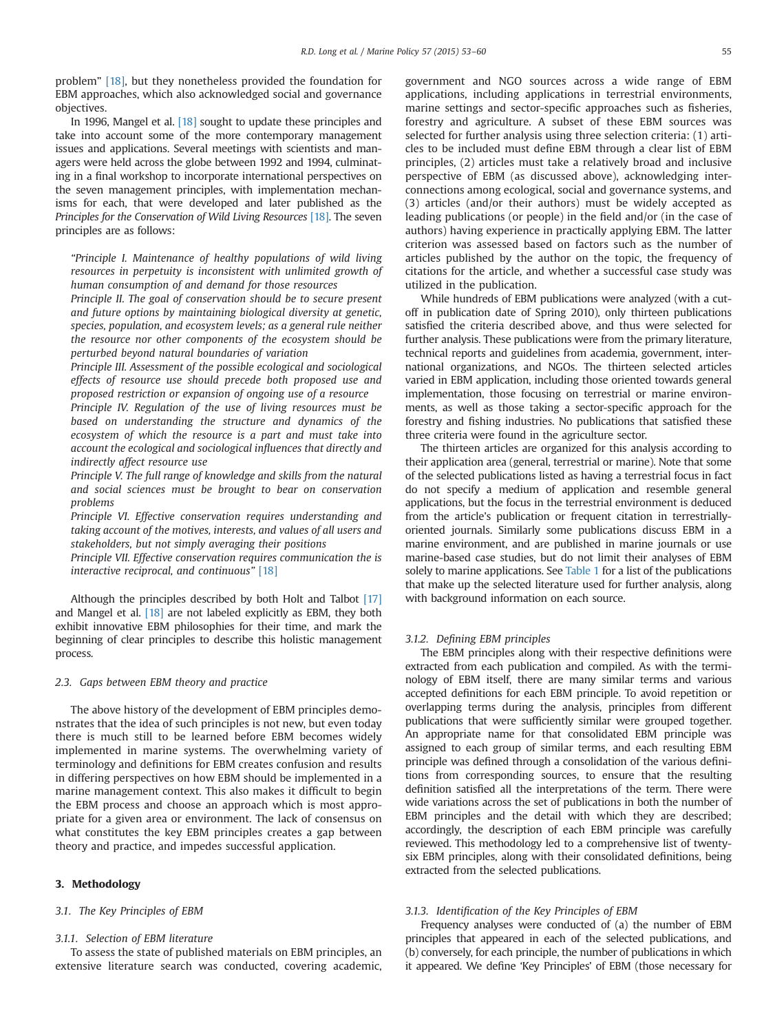problem" [18], but they nonetheless provided the foundation for EBM approaches, which also acknowledged social and governance objectives.

In 1996, Mangel et al. [18] sought to update these principles and take into account some of the more contemporary management issues and applications. Several meetings with scientists and managers were held across the globe between 1992 and 1994, culminating in a final workshop to incorporate international perspectives on the seven management principles, with implementation mechanisms for each, that were developed and later published as the *Principles for the Conservation of Wild Living Resources* [18]. The seven principles are as follows:

> *"Principle I. Maintenance of healthy populations of wild living resources in perpetuity is inconsistent with unlimited growth of human consumption of and demand for those resources*
> *Principle II. The goal of conservation should be to secure present and future options by maintaining biological diversity at genetic, species, population, and ecosystem levels; as a general rule neither the resource nor other components of the ecosystem should be perturbed beyond natural boundaries of variation*
> *Principle III. Assessment of the possible ecological and sociological effects of resource use should precede both proposed use and proposed restriction or expansion of ongoing use of a resource*
> *Principle IV. Regulation of the use of living resources must be based on understanding the structure and dynamics of the ecosystem of which the resource is a part and must take into account the ecological and sociological influences that directly and indirectly affect resource use*
> *Principle V. The full range of knowledge and skills from the natural and social sciences must be brought to bear on conservation problems*
> *Principle VI. Effective conservation requires understanding and taking account of the motives, interests, and values of all users and stakeholders, but not simply averaging their positions*
> *Principle VII. Effective conservation requires communication the is interactive reciprocal, and continuous"* [18]

Although the principles described by both Holt and Talbot [17] and Mangel et al. [18] are not labeled explicitly as EBM, they both exhibit innovative EBM philosophies for their time, and mark the beginning of clear principles to describe this holistic management process.

### 2.3. Gaps between EBM theory and practice

The above history of the development of EBM principles demonstrates that the idea of such principles is not new, but even today there is much still to be learned before EBM becomes widely implemented in marine systems. The overwhelming variety of terminology and definitions for EBM creates confusion and results in differing perspectives on how EBM should be implemented in a marine management context. This also makes it difficult to begin the EBM process and choose an approach which is most appropriate for a given area or environment. The lack of consensus on what constitutes the key EBM principles creates a gap between theory and practice, and impedes successful application.

## 3. Methodology

### 3.1. The Key Principles of EBM

#### 3.1.1. Selection of EBM literature

To assess the state of published materials on EBM principles, an extensive literature search was conducted, covering academic, government and NGO sources across a wide range of EBM applications, including applications in terrestrial environments, marine settings and sector-specific approaches such as fisheries, forestry and agriculture. A subset of these EBM sources was selected for further analysis using three selection criteria: (1) articles to be included must define EBM through a clear list of EBM principles, (2) articles must take a relatively broad and inclusive perspective of EBM (as discussed above), acknowledging interconnections among ecological, social and governance systems, and (3) articles (and/or their authors) must be widely accepted as leading publications (or people) in the field and/or (in the case of authors) having experience in practically applying EBM. The latter criterion was assessed based on factors such as the number of articles published by the author on the topic, the frequency of citations for the article, and whether a successful case study was utilized in the publication.

While hundreds of EBM publications were analyzed (with a cut-off in publication date of Spring 2010), only thirteen publications satisfied the criteria described above, and thus were selected for further analysis. These publications were from the primary literature, technical reports and guidelines from academia, government, international organizations, and NGOs. The thirteen selected articles varied in EBM application, including those oriented towards general implementation, those focusing on terrestrial or marine environments, as well as those taking a sector-specific approach for the forestry and fishing industries. No publications that satisfied these three criteria were found in the agriculture sector.

The thirteen articles are organized for this analysis according to their application area (general, terrestrial or marine). Note that some of the selected publications listed as having a terrestrial focus in fact do not specify a medium of application and resemble general applications, but the focus in the terrestrial environment is deduced from the article's publication or frequent citation in terrestrially-oriented journals. Similarly some publications discuss EBM in a marine environment, and are published in marine journals or use marine-based case studies, but do not limit their analyses of EBM solely to marine applications. See Table 1 for a list of the publications that make up the selected literature used for further analysis, along with background information on each source.

#### 3.1.2. Defining EBM principles

The EBM principles along with their respective definitions were extracted from each publication and compiled. As with the terminology of EBM itself, there are many similar terms and various accepted definitions for each EBM principle. To avoid repetition or overlapping terms during the analysis, principles from different publications that were sufficiently similar were grouped together. An appropriate name for that consolidated EBM principle was assigned to each group of similar terms, and each resulting EBM principle was defined through a consolidation of the various definitions from corresponding sources, to ensure that the resulting definition satisfied all the interpretations of the term. There were wide variations across the set of publications in both the number of EBM principles and the detail with which they are described; accordingly, the description of each EBM principle was carefully reviewed. This methodology led to a comprehensive list of twenty-six EBM principles, along with their consolidated definitions, being extracted from the selected publications.

#### 3.1.3. Identification of the Key Principles of EBM

Frequency analyses were conducted of (a) the number of EBM principles that appeared in each of the selected publications, and (b) conversely, for each principle, the number of publications in which it appeared. We define 'Key Principles' of EBM (those necessary for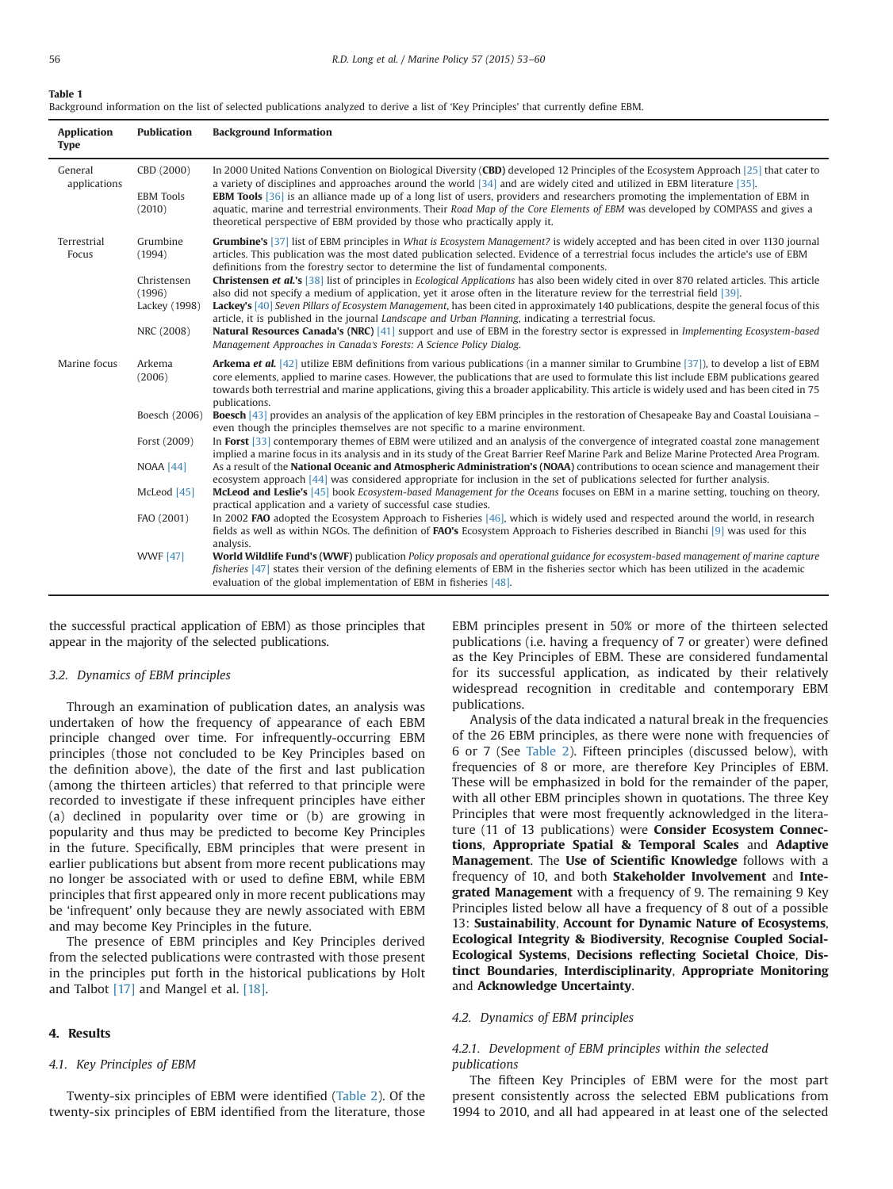**Table 1**
Background information on the list of selected publications analyzed to derive a list of 'Key Principles' that currently define EBM.

| Application Type | Publication | Background Information |
|---|---|---|
| General applications | CBD (2000) | In 2000 United Nations Convention on Biological Diversity (**CBD**) developed 12 Principles of the Ecosystem Approach [25] that cater to a variety of disciplines and approaches around the world [34] and are widely cited and utilized in EBM literature [35]. |
| | EBM Tools (2010) | **EBM Tools** [36] is an alliance made up of a long list of users, providers and researchers promoting the implementation of EBM in aquatic, marine and terrestrial environments. Their *Road Map of the Core Elements of EBM* was developed by COMPASS and gives a theoretical perspective of EBM provided by those who practically apply it. |
| Terrestrial Focus | Grumbine (1994) | **Grumbine's** [37] list of EBM principles in *What is Ecosystem Management?* is widely accepted and has been cited in over 1130 journal articles. This publication was the most dated publication selected. Evidence of a terrestrial focus includes the article's use of EBM definitions from the forestry sector to determine the list of fundamental components. |
| | Christensen (1996) | **Christensen *et al.*'s** [38] list of principles in *Ecological Applications* has also been widely cited in over 870 related articles. This article also did not specify a medium of application, yet it arose often in the literature review for the terrestrial field [39]. |
| | Lackey (1998) | **Lackey's** [40] *Seven Pillars of Ecosystem Management*, has been cited in approximately 140 publications, despite the general focus of this article, it is published in the journal *Landscape and Urban Planning*, indicating a terrestrial focus. |
| | NRC (2008) | **Natural Resources Canada's (NRC)** [41] support and use of EBM in the forestry sector is expressed in *Implementing Ecosystem-based Management Approaches in Canada's Forests: A Science Policy Dialog.* |
| Marine focus | Arkema (2006) | **Arkema *et al.*** [42] utilize EBM definitions from various publications (in a manner similar to Grumbine [37]), to develop a list of EBM core elements, applied to marine cases. However, the publications that are used to formulate this list include EBM publications geared towards both terrestrial and marine applications, giving this a broader applicability. This article is widely used and has been cited in 75 publications. |
| | Boesch (2006) | **Boesch** [43] provides an analysis of the application of key EBM principles in the restoration of Chesapeake Bay and Coastal Louisiana – even though the principles themselves are not specific to a marine environment. |
| | Forst (2009) | In **Forst** [33] contemporary themes of EBM were utilized and an analysis of the convergence of integrated coastal zone management implied a marine focus in its analysis and in its study of the Great Barrier Reef Marine Park and Belize Marine Protected Area Program. |
| | NOAA [44] | As a result of the **National Oceanic and Atmospheric Administration's (NOAA)** contributions to ocean science and management their ecosystem approach [44] was considered appropriate for inclusion in the set of publications selected for further analysis. |
| | McLeod [45] | **McLeod and Leslie's** [45] book *Ecosystem-based Management for the Oceans* focuses on EBM in a marine setting, touching on theory, practical application and a variety of successful case studies. |
| | FAO (2001) | In 2002 **FAO** adopted the Ecosystem Approach to Fisheries [46], which is widely used and respected around the world, in research fields as well as within NGOs. The definition of **FAO's** Ecosystem Approach to Fisheries described in Bianchi [9] was used for this analysis. |
| | WWF [47] | **World Wildlife Fund's (WWF)** publication *Policy proposals and operational guidance for ecosystem-based management of marine capture fisheries* [47] states their version of the defining elements of EBM in the fisheries sector which has been utilized in the academic evaluation of the global implementation of EBM in fisheries [48]. |

the successful practical application of EBM) as those principles that appear in the majority of the selected publications.

### 3.2. Dynamics of EBM principles

Through an examination of publication dates, an analysis was undertaken of how the frequency of appearance of each EBM principle changed over time. For infrequently-occurring EBM principles (those not concluded to be Key Principles based on the definition above), the date of the first and last publication (among the thirteen articles) that referred to that principle were recorded to investigate if these infrequent principles have either (a) declined in popularity over time or (b) are growing in popularity and thus may be predicted to become Key Principles in the future. Specifically, EBM principles that were present in earlier publications but absent from more recent publications may no longer be associated with or used to define EBM, while EBM principles that first appeared only in more recent publications may be 'infrequent' only because they are newly associated with EBM and may become Key Principles in the future.

The presence of EBM principles and Key Principles derived from the selected publications were contrasted with those present in the principles put forth in the historical publications by Holt and Talbot [17] and Mangel et al. [18].

## 4. Results

### 4.1. Key Principles of EBM

Twenty-six principles of EBM were identified (Table 2). Of the twenty-six principles of EBM identified from the literature, those EBM principles present in 50% or more of the thirteen selected publications (i.e. having a frequency of 7 or greater) were defined as the Key Principles of EBM. These are considered fundamental for its successful application, as indicated by their relatively widespread recognition in creditable and contemporary EBM publications.

Analysis of the data indicated a natural break in the frequencies of the 26 EBM principles, as there were none with frequencies of 6 or 7 (See Table 2). Fifteen principles (discussed below), with frequencies of 8 or more, are therefore Key Principles of EBM. These will be emphasized in bold for the remainder of the paper, with all other EBM principles shown in quotations. The three Key Principles that were most frequently acknowledged in the literature (11 of 13 publications) were **Consider Ecosystem Connections**, **Appropriate Spatial & Temporal Scales** and **Adaptive Management**. The **Use of Scientific Knowledge** follows with a frequency of 10, and both **Stakeholder Involvement** and **Integrated Management** with a frequency of 9. The remaining 9 Key Principles listed below all have a frequency of 8 out of a possible 13: **Sustainability**, **Account for Dynamic Nature of Ecosystems**, **Ecological Integrity & Biodiversity**, **Recognise Coupled Social-Ecological Systems**, **Decisions reflecting Societal Choice**, **Distinct Boundaries**, **Interdisciplinarity**, **Appropriate Monitoring** and **Acknowledge Uncertainty**.

### 4.2. Dynamics of EBM principles

#### 4.2.1. Development of EBM principles within the selected publications

The fifteen Key Principles of EBM were for the most part present consistently across the selected EBM publications from 1994 to 2010, and all had appeared in at least one of the selected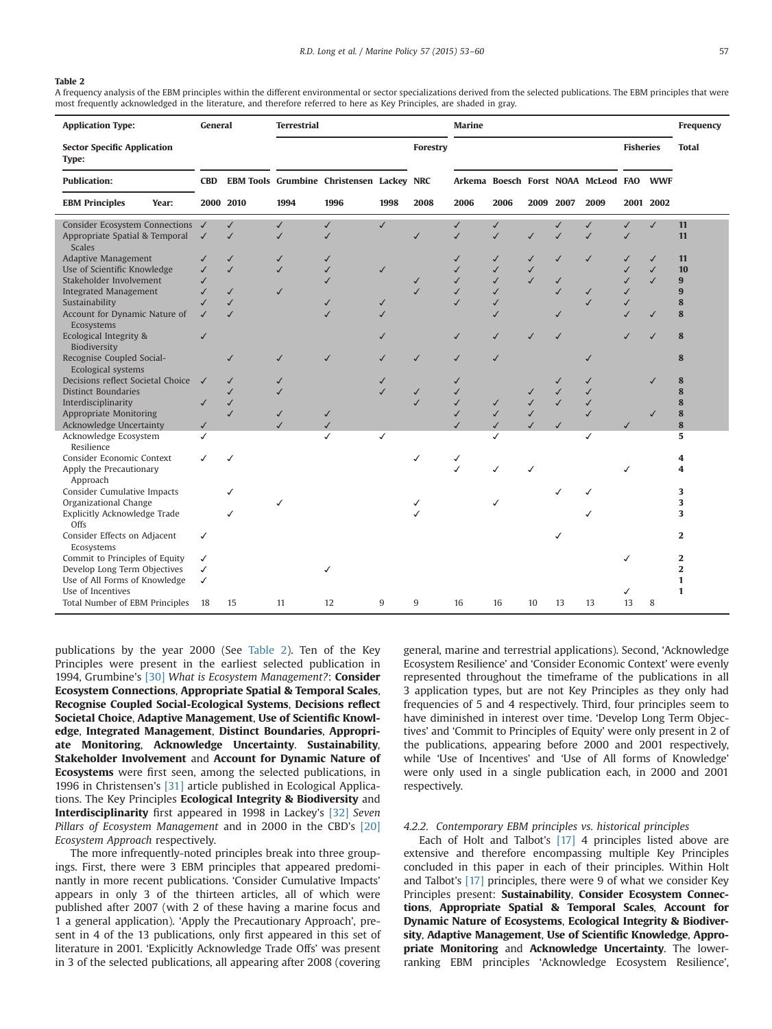**Table 2**

A frequency analysis of the EBM principles within the different environmental or sector specializations derived from the selected publications. The EBM principles that were most frequently acknowledged in the literature, and therefore referred to here as Key Principles, are shaded in gray.

| Application Type: | General | | Terrestrial | | | | Marine | | | | | | | Frequency |
|---|---|---|---|---|---|---|---|---|---|---|---|---|---|---|
| Sector Specific Application Type: | | | | | | Forestry | | | | | | Fisheries | | Total |
| Publication: | CBD | EBM Tools | Grumbine | Christensen | Lackey | NRC | Arkema | Boesch | Forst | NOAA | McLeod | FAO | WWF | |
| EBM Principles Year: | 2000 | 2010 | 1994 | 1996 | 1998 | 2008 | 2006 | 2006 | 2009 | 2007 | 2009 | 2001 | 2002 | |
| Consider Ecosystem Connections | ✓ | ✓ | ✓ | ✓ | ✓ | | ✓ | ✓ | | ✓ | ✓ | ✓ | ✓ | **11** |
| Appropriate Spatial & Temporal Scales | ✓ | ✓ | ✓ | ✓ | | ✓ | ✓ | ✓ | ✓ | ✓ | ✓ | ✓ | | **11** |
| Adaptive Management | ✓ | ✓ | ✓ | ✓ | | | ✓ | ✓ | ✓ | ✓ | ✓ | ✓ | ✓ | **11** |
| Use of Scientific Knowledge | ✓ | ✓ | ✓ | ✓ | ✓ | | ✓ | ✓ | ✓ | | | ✓ | ✓ | **10** |
| Stakeholder Involvement | ✓ | | | ✓ | | ✓ | ✓ | ✓ | ✓ | ✓ | | ✓ | ✓ | **9** |
| Integrated Management | ✓ | ✓ | ✓ | | | ✓ | ✓ | ✓ | ✓ | ✓ | ✓ | ✓ | | **9** |
| Sustainability | ✓ | ✓ | | ✓ | ✓ | | ✓ | ✓ | | | | ✓ | | **8** |
| Account for Dynamic Nature of Ecosystems | ✓ | ✓ | | ✓ | ✓ | | | ✓ | | ✓ | ✓ | ✓ | ✓ | **8** |
| Ecological Integrity & Biodiversity | ✓ | | | | ✓ | | ✓ | ✓ | ✓ | ✓ | | ✓ | ✓ | **8** |
| Recognise Coupled Social-Ecological systems | | ✓ | ✓ | ✓ | ✓ | ✓ | ✓ | ✓ | | | ✓ | | | **8** |
| Decisions reflect Societal Choice | ✓ | ✓ | ✓ | | ✓ | | ✓ | | | ✓ | ✓ | | ✓ | **8** |
| Distinct Boundaries | | ✓ | ✓ | | ✓ | ✓ | ✓ | | ✓ | ✓ | ✓ | | | **8** |
| Interdisciplinarity | ✓ | ✓ | | | | ✓ | ✓ | ✓ | ✓ | ✓ | ✓ | | | **8** |
| Appropriate Monitoring | | ✓ | ✓ | ✓ | | | ✓ | ✓ | ✓ | | ✓ | | ✓ | **8** |
| Acknowledge Uncertainty | ✓ | | ✓ | ✓ | | | ✓ | ✓ | ✓ | ✓ | | ✓ | | **8** |
| Acknowledge Ecosystem Resilience | ✓ | | | ✓ | ✓ | | | ✓ | | | ✓ | | | **5** |
| Consider Economic Context | ✓ | ✓ | | | | ✓ | ✓ | | | | | | | **4** |
| Apply the Precautionary Approach | | | | | | | ✓ | ✓ | ✓ | | | ✓ | | **4** |
| Consider Cumulative Impacts | | ✓ | | | | | | | | ✓ | ✓ | | | **3** |
| Organizational Change | | | ✓ | | | ✓ | | ✓ | | | | | | **3** |
| Explicitly Acknowledge Trade Offs | | ✓ | | | | ✓ | | | | | ✓ | | | **3** |
| Consider Effects on Adjacent Ecosystems | ✓ | | | | | | | | | ✓ | | | | **2** |
| Commit to Principles of Equity | ✓ | | | | | | | | | | | ✓ | | **2** |
| Develop Long Term Objectives | ✓ | | | ✓ | | | | | | | | | | **2** |
| Use of All Forms of Knowledge | ✓ | | | | | | | | | | | | | **1** |
| Use of Incentives | | | | | | | | | | | | ✓ | | **1** |
| Total Number of EBM Principles | 18 | 15 | 11 | 12 | 9 | 9 | 16 | 16 | 10 | 13 | 13 | 13 | 8 | |

publications by the year 2000 (See Table 2). Ten of the Key Principles were present in the earliest selected publication in 1994, Grumbine's [30] *What is Ecosystem Management?*: **Consider Ecosystem Connections**, **Appropriate Spatial & Temporal Scales**, **Recognise Coupled Social-Ecological Systems**, **Decisions reflect Societal Choice**, **Adaptive Management**, **Use of Scientific Knowledge**, **Integrated Management**, **Distinct Boundaries**, **Appropriate Monitoring**, **Acknowledge Uncertainty**. **Sustainability**, **Stakeholder Involvement** and **Account for Dynamic Nature of Ecosystems** were first seen, among the selected publications, in 1996 in Christensen's [31] article published in Ecological Applications. The Key Principles **Ecological Integrity & Biodiversity** and **Interdisciplinarity** first appeared in 1998 in Lackey's [32] *Seven Pillars of Ecosystem Management* and in 2000 in the CBD's [20] *Ecosystem Approach* respectively.

The more infrequently-noted principles break into three groupings. First, there were 3 EBM principles that appeared predominantly in more recent publications. 'Consider Cumulative Impacts' appears in only 3 of the thirteen articles, all of which were published after 2007 (with 2 of these having a marine focus and 1 a general application). 'Apply the Precautionary Approach', present in 4 of the 13 publications, only first appeared in this set of literature in 2001. 'Explicitly Acknowledge Trade Offs' was present in 3 of the selected publications, all appearing after 2008 (covering general, marine and terrestrial applications). Second, 'Acknowledge Ecosystem Resilience' and 'Consider Economic Context' were evenly represented throughout the timeframe of the publications in all 3 application types, but are not Key Principles as they only had frequencies of 5 and 4 respectively. Third, four principles seem to have diminished in interest over time. 'Develop Long Term Objectives' and 'Commit to Principles of Equity' were only present in 2 of the publications, appearing before 2000 and 2001 respectively, while 'Use of Incentives' and 'Use of All forms of Knowledge' were only used in a single publication each, in 2000 and 2001 respectively.

#### 4.2.2. Contemporary EBM principles vs. historical principles

Each of Holt and Talbot's [17] 4 principles listed above are extensive and therefore encompassing multiple Key Principles concluded in this paper in each of their principles. Within Holt and Talbot's [17] principles, there were 9 of what we consider Key Principles present: **Sustainability**, **Consider Ecosystem Connections**, **Appropriate Spatial & Temporal Scales**, **Account for Dynamic Nature of Ecosystems**, **Ecological Integrity & Biodiversity**, **Adaptive Management**, **Use of Scientific Knowledge**, **Appropriate Monitoring** and **Acknowledge Uncertainty**. The lower-ranking EBM principles 'Acknowledge Ecosystem Resilience',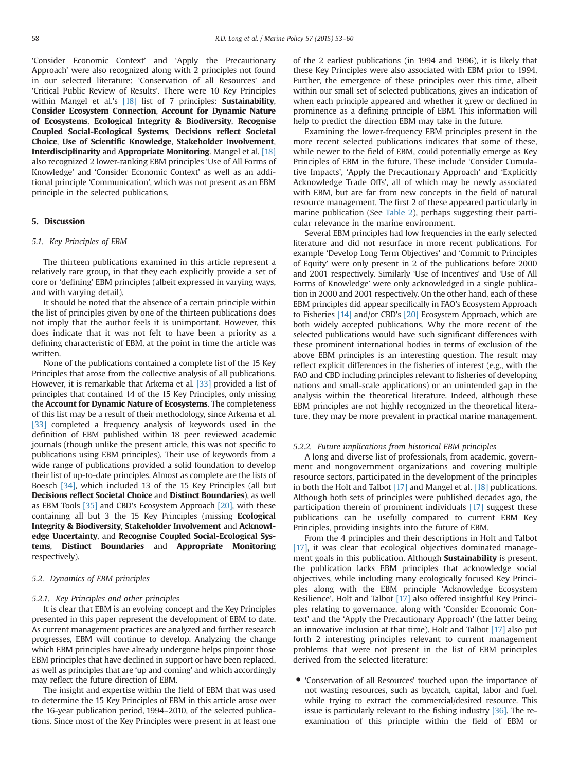'Consider Economic Context' and 'Apply the Precautionary Approach' were also recognized along with 2 principles not found in our selected literature: 'Conservation of all Resources' and 'Critical Public Review of Results'. There were 10 Key Principles within Mangel et al.'s [18] list of 7 principles: **Sustainability**, **Consider Ecosystem Connection**, **Account for Dynamic Nature of Ecosystems**, **Ecological Integrity & Biodiversity**, **Recognise Coupled Social-Ecological Systems**, **Decisions reflect Societal Choice**, **Use of Scientific Knowledge**, **Stakeholder Involvement**, **Interdisciplinarity** and **Appropriate Monitoring**. Mangel et al. [18] also recognized 2 lower-ranking EBM principles 'Use of All Forms of Knowledge' and 'Consider Economic Context' as well as an additional principle 'Communication', which was not present as an EBM principle in the selected publications.

## 5. Discussion

### 5.1. Key Principles of EBM

The thirteen publications examined in this article represent a relatively rare group, in that they each explicitly provide a set of core or 'defining' EBM principles (albeit expressed in varying ways, and with varying detail).

It should be noted that the absence of a certain principle within the list of principles given by one of the thirteen publications does not imply that the author feels it is unimportant. However, this does indicate that it was not felt to have been a priority as a defining characteristic of EBM, at the point in time the article was written.

None of the publications contained a complete list of the 15 Key Principles that arose from the collective analysis of all publications. However, it is remarkable that Arkema et al. [33] provided a list of principles that contained 14 of the 15 Key Principles, only missing the **Account for Dynamic Nature of Ecosystems**. The completeness of this list may be a result of their methodology, since Arkema et al. [33] completed a frequency analysis of keywords used in the definition of EBM published within 18 peer reviewed academic journals (though unlike the present article, this was not specific to publications using EBM principles). Their use of keywords from a wide range of publications provided a solid foundation to develop their list of up-to-date principles. Almost as complete are the lists of Boesch [34], which included 13 of the 15 Key Principles (all but **Decisions reflect Societal Choice** and **Distinct Boundaries**), as well as EBM Tools [35] and CBD's Ecosystem Approach [20], with these containing all but 3 the 15 Key Principles (missing **Ecological Integrity & Biodiversity**, **Stakeholder Involvement** and **Acknowledge Uncertainty**, and **Recognise Coupled Social-Ecological Systems**, **Distinct Boundaries** and **Appropriate Monitoring** respectively).

### 5.2. Dynamics of EBM principles

#### 5.2.1. Key Principles and other principles

It is clear that EBM is an evolving concept and the Key Principles presented in this paper represent the development of EBM to date. As current management practices are analyzed and further research progresses, EBM will continue to develop. Analyzing the change which EBM principles have already undergone helps pinpoint those EBM principles that have declined in support or have been replaced, as well as principles that are 'up and coming' and which accordingly may reflect the future direction of EBM.

The insight and expertise within the field of EBM that was used to determine the 15 Key Principles of EBM in this article arose over the 16-year publication period, 1994–2010, of the selected publications. Since most of the Key Principles were present in at least one of the 2 earliest publications (in 1994 and 1996), it is likely that these Key Principles were also associated with EBM prior to 1994. Further, the emergence of these principles over this time, albeit within our small set of selected publications, gives an indication of when each principle appeared and whether it grew or declined in prominence as a defining principle of EBM. This information will help to predict the direction EBM may take in the future.

Examining the lower-frequency EBM principles present in the more recent selected publications indicates that some of these, while newer to the field of EBM, could potentially emerge as Key Principles of EBM in the future. These include 'Consider Cumulative Impacts', 'Apply the Precautionary Approach' and 'Explicitly Acknowledge Trade Offs', all of which may be newly associated with EBM, but are far from new concepts in the field of natural resource management. The first 2 of these appeared particularly in marine publication (See Table 2), perhaps suggesting their particular relevance in the marine environment.

Several EBM principles had low frequencies in the early selected literature and did not resurface in more recent publications. For example 'Develop Long Term Objectives' and 'Commit to Principles of Equity' were only present in 2 of the publications before 2000 and 2001 respectively. Similarly 'Use of Incentives' and 'Use of All Forms of Knowledge' were only acknowledged in a single publication in 2000 and 2001 respectively. On the other hand, each of these EBM principles did appear specifically in FAO's Ecosystem Approach to Fisheries [14] and/or CBD's [20] Ecosystem Approach, which are both widely accepted publications. Why the more recent of the selected publications would have such significant differences with these prominent international bodies in terms of exclusion of the above EBM principles is an interesting question. The result may reflect explicit differences in the fisheries of interest (e.g., with the FAO and CBD including principles relevant to fisheries of developing nations and small-scale applications) or an unintended gap in the analysis within the theoretical literature. Indeed, although these EBM principles are not highly recognized in the theoretical literature, they may be more prevalent in practical marine management.

#### 5.2.2. Future implications from historical EBM principles

A long and diverse list of professionals, from academic, government and nongovernment organizations and covering multiple resource sectors, participated in the development of the principles in both the Holt and Talbot [17] and Mangel et al. [18] publications. Although both sets of principles were published decades ago, the participation therein of prominent individuals [17] suggest these publications can be usefully compared to current EBM Key Principles, providing insights into the future of EBM.

From the 4 principles and their descriptions in Holt and Talbot [17], it was clear that ecological objectives dominated management goals in this publication. Although **Sustainability** is present, the publication lacks EBM principles that acknowledge social objectives, while including many ecologically focused Key Principles along with the EBM principle 'Acknowledge Ecosystem Resilience'. Holt and Talbot [17] also offered insightful Key Principles relating to governance, along with 'Consider Economic Context' and the 'Apply the Precautionary Approach' (the latter being an innovative inclusion at that time). Holt and Talbot [17] also put forth 2 interesting principles relevant to current management problems that were not present in the list of EBM principles derived from the selected literature:

- 'Conservation of all Resources' touched upon the importance of not wasting resources, such as bycatch, capital, labor and fuel, while trying to extract the commercial/desired resource. This issue is particularly relevant to the fishing industry [36]. The re-examination of this principle within the field of EBM or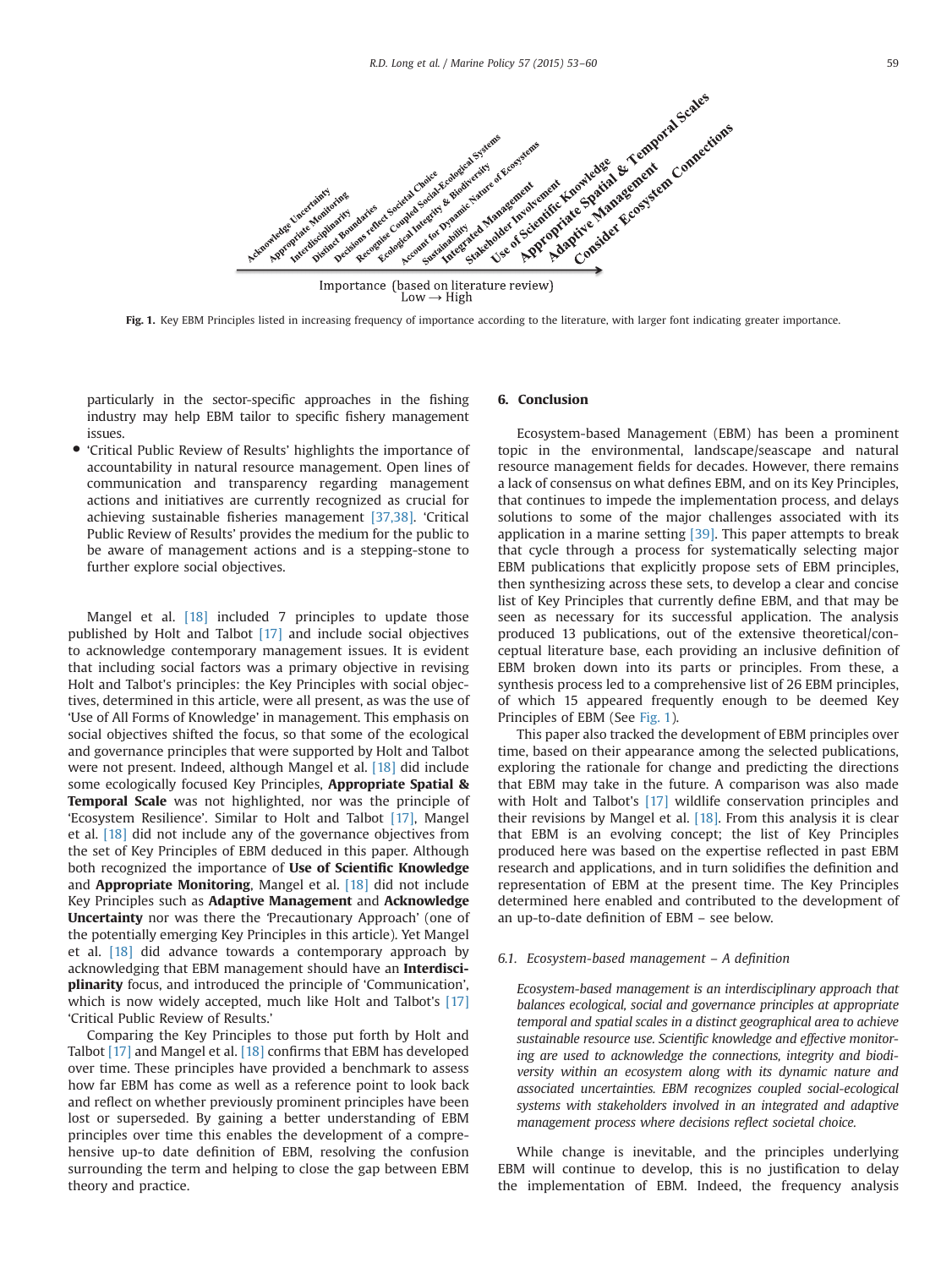Acknowledge Uncertainty
Appropriate Monitoring
Interdisciplinarity
Distinct Boundaries
Decisions reflect Societal Choice
Recognise Coupled Social-Ecological Systems
Ecological Integrity & Biodiversity
Account for Dynamic Nature of Ecosystems
Sustainability
Integrated Management
Stakeholder Involvement
Use of Scientific Knowledge
Appropriate Spatial & Temporal Scales
Adaptive Management
Consider Ecosystem Connections

Importance (based on literature review)
Low → High

**Fig. 1.** Key EBM Principles listed in increasing frequency of importance according to the literature, with larger font indicating greater importance.

particularly in the sector-specific approaches in the fishing industry may help EBM tailor to specific fishery management issues.

- 'Critical Public Review of Results' highlights the importance of accountability in natural resource management. Open lines of communication and transparency regarding management actions and initiatives are currently recognized as crucial for achieving sustainable fisheries management [37,38]. 'Critical Public Review of Results' provides the medium for the public to be aware of management actions and is a stepping-stone to further explore social objectives.

Mangel et al. [18] included 7 principles to update those published by Holt and Talbot [17] and include social objectives to acknowledge contemporary management issues. It is evident that including social factors was a primary objective in revising Holt and Talbot's principles: the Key Principles with social objectives, determined in this article, were all present, as was the use of 'Use of All Forms of Knowledge' in management. This emphasis on social objectives shifted the focus, so that some of the ecological and governance principles that were supported by Holt and Talbot were not present. Indeed, although Mangel et al. [18] did include some ecologically focused Key Principles, **Appropriate Spatial & Temporal Scale** was not highlighted, nor was the principle of 'Ecosystem Resilience'. Similar to Holt and Talbot [17], Mangel et al. [18] did not include any of the governance objectives from the set of Key Principles of EBM deduced in this paper. Although both recognized the importance of **Use of Scientific Knowledge** and **Appropriate Monitoring**, Mangel et al. [18] did not include Key Principles such as **Adaptive Management** and **Acknowledge Uncertainty** nor was there the 'Precautionary Approach' (one of the potentially emerging Key Principles in this article). Yet Mangel et al. [18] did advance towards a contemporary approach by acknowledging that EBM management should have an **Interdisciplinarity** focus, and introduced the principle of 'Communication', which is now widely accepted, much like Holt and Talbot's [17] 'Critical Public Review of Results.'

Comparing the Key Principles to those put forth by Holt and Talbot [17] and Mangel et al. [18] confirms that EBM has developed over time. These principles have provided a benchmark to assess how far EBM has come as well as a reference point to look back and reflect on whether previously prominent principles have been lost or superseded. By gaining a better understanding of EBM principles over time this enables the development of a comprehensive up-to date definition of EBM, resolving the confusion surrounding the term and helping to close the gap between EBM theory and practice.

## 6. Conclusion

Ecosystem-based Management (EBM) has been a prominent topic in the environmental, landscape/seascape and natural resource management fields for decades. However, there remains a lack of consensus on what defines EBM, and on its Key Principles, that continues to impede the implementation process, and delays solutions to some of the major challenges associated with its application in a marine setting [39]. This paper attempts to break that cycle through a process for systematically selecting major EBM publications that explicitly propose sets of EBM principles, then synthesizing across these sets, to develop a clear and concise list of Key Principles that currently define EBM, and that may be seen as necessary for its successful application. The analysis produced 13 publications, out of the extensive theoretical/conceptual literature base, each providing an inclusive definition of EBM broken down into its parts or principles. From these, a synthesis process led to a comprehensive list of 26 EBM principles, of which 15 appeared frequently enough to be deemed Key Principles of EBM (See Fig. 1).

This paper also tracked the development of EBM principles over time, based on their appearance among the selected publications, exploring the rationale for change and predicting the directions that EBM may take in the future. A comparison was also made with Holt and Talbot's [17] wildlife conservation principles and their revisions by Mangel et al. [18]. From this analysis it is clear that EBM is an evolving concept; the list of Key Principles produced here was based on the expertise reflected in past EBM research and applications, and in turn solidifies the definition and representation of EBM at the present time. The Key Principles determined here enabled and contributed to the development of an up-to-date definition of EBM – see below.

### 6.1. Ecosystem-based management – A definition

*Ecosystem-based management is an interdisciplinary approach that balances ecological, social and governance principles at appropriate temporal and spatial scales in a distinct geographical area to achieve sustainable resource use. Scientific knowledge and effective monitoring are used to acknowledge the connections, integrity and biodiversity within an ecosystem along with its dynamic nature and associated uncertainties. EBM recognizes coupled social-ecological systems with stakeholders involved in an integrated and adaptive management process where decisions reflect societal choice.*

While change is inevitable, and the principles underlying EBM will continue to develop, this is no justification to delay the implementation of EBM. Indeed, the frequency analysis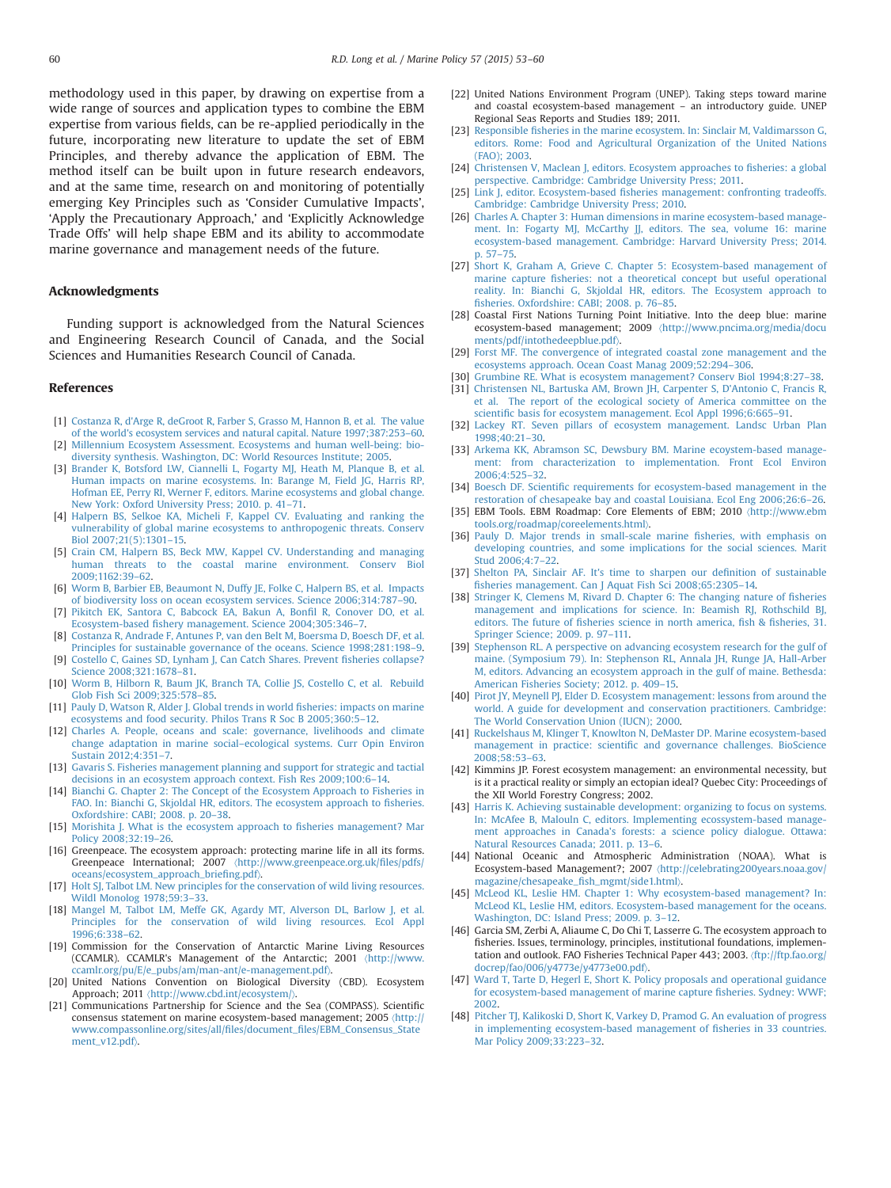methodology used in this paper, by drawing on expertise from a wide range of sources and application types to combine the EBM expertise from various fields, can be re-applied periodically in the future, incorporating new literature to update the set of EBM Principles, and thereby advance the application of EBM. The method itself can be built upon in future research endeavors, and at the same time, research on and monitoring of potentially emerging Key Principles such as 'Consider Cumulative Impacts', 'Apply the Precautionary Approach,' and 'Explicitly Acknowledge Trade Offs' will help shape EBM and its ability to accommodate marine governance and management needs of the future.

## Acknowledgments

Funding support is acknowledged from the Natural Sciences and Engineering Research Council of Canada, and the Social Sciences and Humanities Research Council of Canada.

## References

[1] Costanza R, d'Arge R, deGroot R, Farber S, Grasso M, Hannon B, et al. The value of the world's ecosystem services and natural capital. Nature 1997;387:253–60.

[2] Millennium Ecosystem Assessment. Ecosystems and human well-being: biodiversity synthesis. Washington, DC: World Resources Institute; 2005.

[3] Brander K, Botsford LW, Ciannelli L, Fogarty MJ, Heath M, Planque B, et al. Human impacts on marine ecosystems. In: Barange M, Field JG, Harris RP, Hofman EE, Perry RI, Werner F, editors. Marine ecosystems and global change. New York: Oxford University Press; 2010. p. 41–71.

[4] Halpern BS, Selkoe KA, Micheli F, Kappel CV. Evaluating and ranking the vulnerability of global marine ecosystems to anthropogenic threats. Conserv Biol 2007;21(5):1301–15.

[5] Crain CM, Halpern BS, Beck MW, Kappel CV. Understanding and managing human threats to the coastal marine environment. Conserv Biol 2009;1162:39–62.

[6] Worm B, Barbier EB, Beaumont N, Duffy JE, Folke C, Halpern BS, et al. Impacts of biodiversity loss on ocean ecosystem services. Science 2006;314:787–90.

[7] Pikitch EK, Santora C, Babcock EA, Bakun A, Bonfil R, Conover DO, et al. Ecosystem-based fishery management. Science 2004;305:346–7.

[8] Costanza R, Andrade F, Antunes P, van den Belt M, Boersma D, Boesch DF, et al. Principles for sustainable governance of the oceans. Science 1998;281:198–9.

[9] Costello C, Gaines SD, Lynham J, Can Catch Shares. Prevent fisheries collapse? Science 2008;321:1678–81.

[10] Worm B, Hilborn R, Baum JK, Branch TA, Collie JS, Costello C, et al. Rebuild Glob Fish Sci 2009;325:578–85.

[11] Pauly D, Watson R, Alder J. Global trends in world fisheries: impacts on marine ecosystems and food security. Philos Trans R Soc B 2005;360:5–12.

[12] Charles A. People, oceans and scale: governance, livelihoods and climate change adaptation in marine social–ecological systems. Curr Opin Environ Sustain 2012;4:351–7.

[13] Gavaris S. Fisheries management planning and support for strategic and tactial decisions in an ecosystem approach context. Fish Res 2009;100:6–14.

[14] Bianchi G. Chapter 2: The Concept of the Ecosystem Approach to Fisheries in FAO. In: Bianchi G, Skjoldal HR, editors. The ecosystem approach to fisheries. Oxfordshire: CABI; 2008. p. 20–38.

[15] Morishita J. What is the ecosystem approach to fisheries management? Mar Policy 2008;32:19–26.

[16] Greenpeace. The ecosystem approach: protecting marine life in all its forms. Greenpeace International; 2007 ⟨http://www.greenpeace.org.uk/files/pdfs/oceans/ecosystem_approach_briefing.pdf⟩.

[17] Holt SJ, Talbot LM. New principles for the conservation of wild living resources. Wildl Monolog 1978;59:3–33.

[18] Mangel M, Talbot LM, Meffe GK, Agardy MT, Alverson DL, Barlow J, et al. Principles for the conservation of wild living resources. Ecol Appl 1996;6:338–62.

[19] Commission for the Conservation of Antarctic Marine Living Resources (CCAMLR). CCAMLR's Management of the Antarctic; 2001 ⟨http://www.ccamlr.org/pu/E/e_pubs/am/man-ant/e-management.pdf⟩.

[20] United Nations Convention on Biological Diversity (CBD). Ecosystem Approach; 2011 ⟨http://www.cbd.int/ecosystem/⟩.

[21] Communications Partnership for Science and the Sea (COMPASS). Scientific consensus statement on marine ecosystem-based management; 2005 ⟨http://www.compassonline.org/sites/all/files/document_files/EBM_Consensus_Statement_v12.pdf⟩.

[22] United Nations Environment Program (UNEP). Taking steps toward marine and coastal ecosystem-based management – an introductory guide. UNEP Regional Seas Reports and Studies 189; 2011.

[23] Responsible fisheries in the marine ecosystem. In: Sinclair M, Valdimarsson G, editors. Rome: Food and Agricultural Organization of the United Nations (FAO); 2003.

[24] Christensen V, Maclean J, editors. Ecosystem approaches to fisheries: a global perspective. Cambridge: Cambridge University Press; 2011.

[25] Link J, editor. Ecosystem-based fisheries management: confronting tradeoffs. Cambridge: Cambridge University Press; 2010.

[26] Charles A. Chapter 3: Human dimensions in marine ecosystem-based management. In: Fogarty MJ, McCarthy JJ, editors. The sea, volume 16: marine ecosystem-based management. Cambridge: Harvard University Press; 2014. p. 57–75.

[27] Short K, Graham A, Grieve C. Chapter 5: Ecosystem-based management of marine capture fisheries: not a theoretical concept but useful operational reality. In: Bianchi G, Skjoldal HR, editors. The Ecosystem approach to fisheries. Oxfordshire: CABI; 2008. p. 76–85.

[28] Coastal First Nations Turning Point Initiative. Into the deep blue: marine ecosystem-based management; 2009 ⟨http://www.pncima.org/media/documents/pdf/intothedeepblue.pdf⟩.

[29] Forst MF. The convergence of integrated coastal zone management and the ecosystems approach. Ocean Coast Manag 2009;52:294–306.

[30] Grumbine RE. What is ecosystem management? Conserv Biol 1994;8:27–38.

[31] Christensen NL, Bartuska AM, Brown JH, Carpenter S, D'Antonio C, Francis R, et al. The report of the ecological society of America committee on the scientific basis for ecosystem management. Ecol Appl 1996;6:665–91.

[32] Lackey RT. Seven pillars of ecosystem management. Landsc Urban Plan 1998;40:21–30.

[33] Arkema KK, Abramson SC, Dewsbury BM. Marine ecosystem-based management: from characterization to implementation. Front Ecol Environ 2006;4:525–32.

[34] Boesch DF. Scientific requirements for ecosystem-based management in the restoration of chesapeake bay and coastal Louisiana. Ecol Eng 2006;26:6–26.

[35] EBM Tools. EBM Roadmap: Core Elements of EBM; 2010 ⟨http://www.ebmtools.org/roadmap/coreelements.html⟩.

[36] Pauly D. Major trends in small-scale marine fisheries, with emphasis on developing countries, and some implications for the social sciences. Marit Stud 2006;4:7–22.

[37] Shelton PA, Sinclair AF. It's time to sharpen our definition of sustainable fisheries management. Can J Aquat Fish Sci 2008;65:2305–14.

[38] Stringer K, Clemens M, Rivard D. Chapter 6: The changing nature of fisheries management and implications for science. In: Beamish RJ, Rothschild BJ, editors. The future of fisheries science in north america, fish & fisheries, 31. Springer Science; 2009. p. 97–111.

[39] Stephenson RL. A perspective on advancing ecosystem research for the gulf of maine. (Symposium 79). In: Stephenson RL, Annala JH, Runge JA, Hall-Arber M, editors. Advancing an ecosystem approach in the gulf of maine. Bethesda: American Fisheries Society; 2012. p. 409–15.

[40] Pirot JY, Meynell PJ, Elder D. Ecosystem management: lessons from around the world. A guide for development and conservation practitioners. Cambridge: The World Conservation Union (IUCN); 2000.

[41] Ruckelshaus M, Klinger T, Knowlton N, DeMaster DP. Marine ecosystem-based management in practice: scientific and governance challenges. BioScience 2008;58:53–63.

[42] Kimmins JP. Forest ecosystem management: an environmental necessity, but is it a practical reality or simply an ectopian ideal? Quebec City: Proceedings of the XII World Forestry Congress; 2002.

[43] Harris K. Achieving sustainable development: organizing to focus on systems. In: McAfee B, Malouln C, editors. Implementing ecosystem-based management approaches in Canada's forests: a science policy dialogue. Ottawa: Natural Resources Canada; 2011. p. 13–6.

[44] National Oceanic and Atmospheric Administration (NOAA). What is Ecosystem-based Management?; 2007 ⟨http://celebrating200years.noaa.gov/magazine/chesapeake_fish_mgmt/side1.html⟩.

[45] McLeod KL, Leslie HM. Chapter 1: Why ecosystem-based management? In: McLeod KL, Leslie HM, editors. Ecosystem-based management for the oceans. Washington, DC: Island Press; 2009. p. 3–12.

[46] Garcia SM, Zerbi A, Aliaume C, Do Chi T, Lasserre G. The ecosystem approach to fisheries. Issues, terminology, principles, institutional foundations, implementation and outlook. FAO Fisheries Technical Paper 443; 2003. ⟨ftp://ftp.fao.org/docrep/fao/006/y4773e/y4773e00.pdf⟩.

[47] Ward T, Tarte D, Hegerl E, Short K. Policy proposals and operational guidance for ecosystem-based management of marine capture fisheries. Sydney: WWF; 2002.

[48] Pitcher TJ, Kalikoski D, Short K, Varkey D, Pramod G. An evaluation of progress in implementing ecosystem-based management of fisheries in 33 countries. Mar Policy 2009;33:223–32.